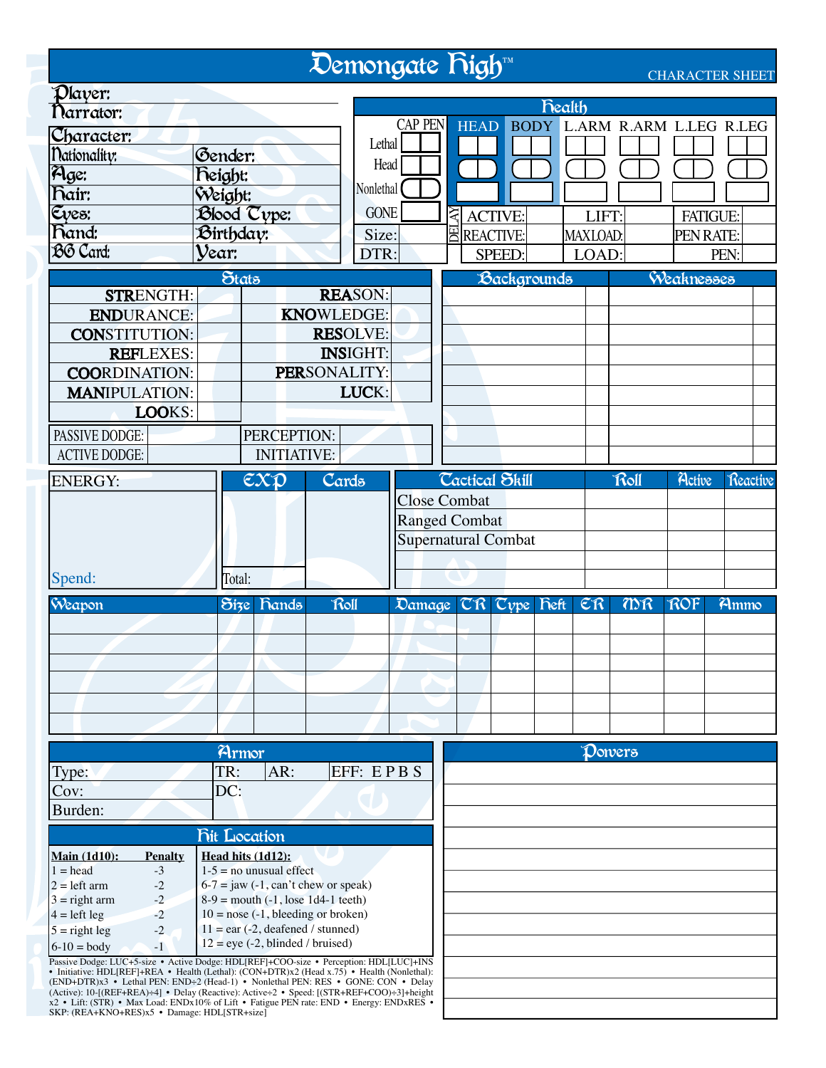# Demongate High™

CHARACTER SHEET

Player:
Narrator:

| Character: | |
|---|---|
| Nationality: | Gender: |
| Age: | Height: |
| Hair: | Weight: |
| Eyes: | Blood Type: |
| Hand: | Birthday: |
| BG Card: | Year: |

## Health

| | CAP PEN | HEAD | BODY | L.ARM | R.ARM | L.LEG | R.LEG |
|---|---|---|---|---|---|---|---|
| Lethal | | | | | | | |
| Head | | | | | | | |
| Nonlethal | | | | | | | |
| GONE | | | | | | | |

| Size: | DELAY ACTIVE: | LIFT: | FATIGUE: |
|---|---|---|---|
| | REACTIVE: | MAXLOAD: | PEN RATE: |
| DTR: | SPEED: | LOAD: | PEN: |

## Stats

| | | | |
|---|---|---|---|
| STRENGTH: | | REASON: | |
| ENDURANCE: | | KNOWLEDGE: | |
| CONSTITUTION: | | RESOLVE: | |
| REFLEXES: | | INSIGHT: | |
| COORDINATION: | | PERSONALITY: | |
| MANIPULATION: | | LUCK: | |
| LOOKS: | | | |
| PASSIVE DODGE: | | PERCEPTION: | |
| ACTIVE DODGE: | | INITIATIVE: | |

| Backgrounds | | Weaknesses | |
|---|---|---|---|
| | | | |
| | | | |
| | | | |
| | | | |
| | | | |
| | | | |
| | | | |
| | | | |
| | | | |

ENERGY:

Spend:

| EXP | Cards |
|---|---|
| | |
| Total: | |

| Tactical Skill | Roll | Active | Reactive |
|---|---|---|---|
| Close Combat | | | |
| Ranged Combat | | | |
| Supernatural Combat | | | |
| | | | |
| | | | |

| Weapon | Size | Hands | Roll | Damage | TR | Type | Heft | ER | MR | ROF | Ammo |
|---|---|---|---|---|---|---|---|---|---|---|---|
| | | | | | | | | | | | |
| | | | | | | | | | | | |
| | | | | | | | | | | | |
| | | | | | | | | | | | |
| | | | | | | | | | | | |
| | | | | | | | | | | | |

## Armor

| | | | |
|---|---|---|---|
| Type: | TR: | AR: | EFF: E P B S |
| Cov: | DC: | | |
| Burden: | | | |

## Hit Location

| Main (1d10): | Penalty |
|---|---|
| 1 = head | -3 |
| 2 = left arm | -2 |
| 3 = right arm | -2 |
| 4 = left leg | -2 |
| 5 = right leg | -2 |
| 6-10 = body | -1 |

**Head hits (1d12):**
- 1-5 = no unusual effect
- 6-7 = jaw (-1, can't chew or speak)
- 8-9 = mouth (-1, lose 1d4-1 teeth)
- 10 = nose (-1, bleeding or broken)
- 11 = ear (-2, deafened / stunned)
- 12 = eye (-2, blinded / bruised)

Passive Dodge: LUC+5-size • Active Dodge: HDL[REF]+COO-size • Perception: HDL[LUC]+INS • Initiative: HDL[REF]+REA • Health (Lethal): (CON+DTR)x2 (Head x.75) • Health (Nonlethal): (END+DTR)x3 • Lethal PEN: END÷2 (Head-1) • Nonlethal PEN: RES • GONE: CON • Delay (Active): 10-[(REF+REA)÷4] • Delay (Reactive): Active÷2 • Speed: [(STR+REF+COO)÷3]+height x2 • Lift: (STR) • Max Load: ENDx10% of Lift • Fatigue PEN rate: END • Energy: ENDxRES • SKP: (REA+KNO+RES)x5 • Damage: HDL[STR+size]

## Powers

| |
|---|
| |
| |
| |
| |
| |
| |
| |
| |
| |
| |
| |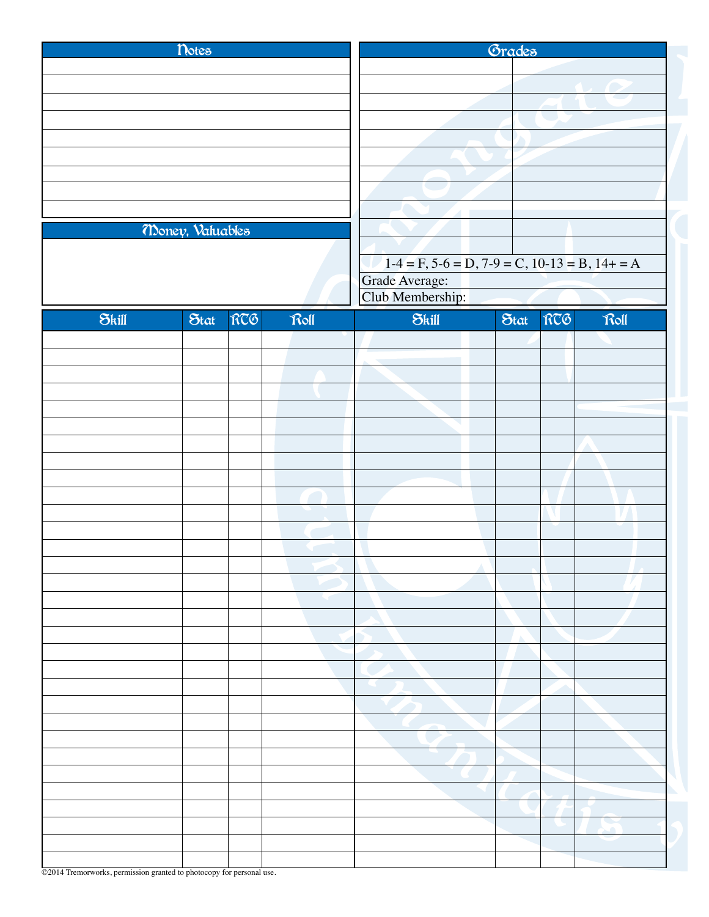## Notes

| |
|---|
| |
| |
| |
| |
| |
| |
| |
| |
| |

## Money, Valuables

## Grades

| | |
|---|---|
| | |
| | |
| | |
| | |
| | |
| | |
| | |
| | |
| | |
| | |
| | |

1-4 = F, 5-6 = D, 7-9 = C, 10-13 = B, 14+ = A

Grade Average:

Club Membership:

| Skill | Stat | RTG | Roll | Skill | Stat | RTG | Roll |
|---|---|---|---|---|---|---|---|
| | | | | | | | |
| | | | | | | | |
| | | | | | | | |
| | | | | | | | |
| | | | | | | | |
| | | | | | | | |
| | | | | | | | |
| | | | | | | | |
| | | | | | | | |
| | | | | | | | |
| | | | | | | | |
| | | | | | | | |
| | | | | | | | |
| | | | | | | | |
| | | | | | | | |
| | | | | | | | |
| | | | | | | | |
| | | | | | | | |
| | | | | | | | |
| | | | | | | | |
| | | | | | | | |
| | | | | | | | |
| | | | | | | | |
| | | | | | | | |
| | | | | | | | |
| | | | | | | | |
| | | | | | | | |
| | | | | | | | |
| | | | | | | | |
| | | | | | | | |

©2014 Tremorworks, permission granted to photocopy for personal use.